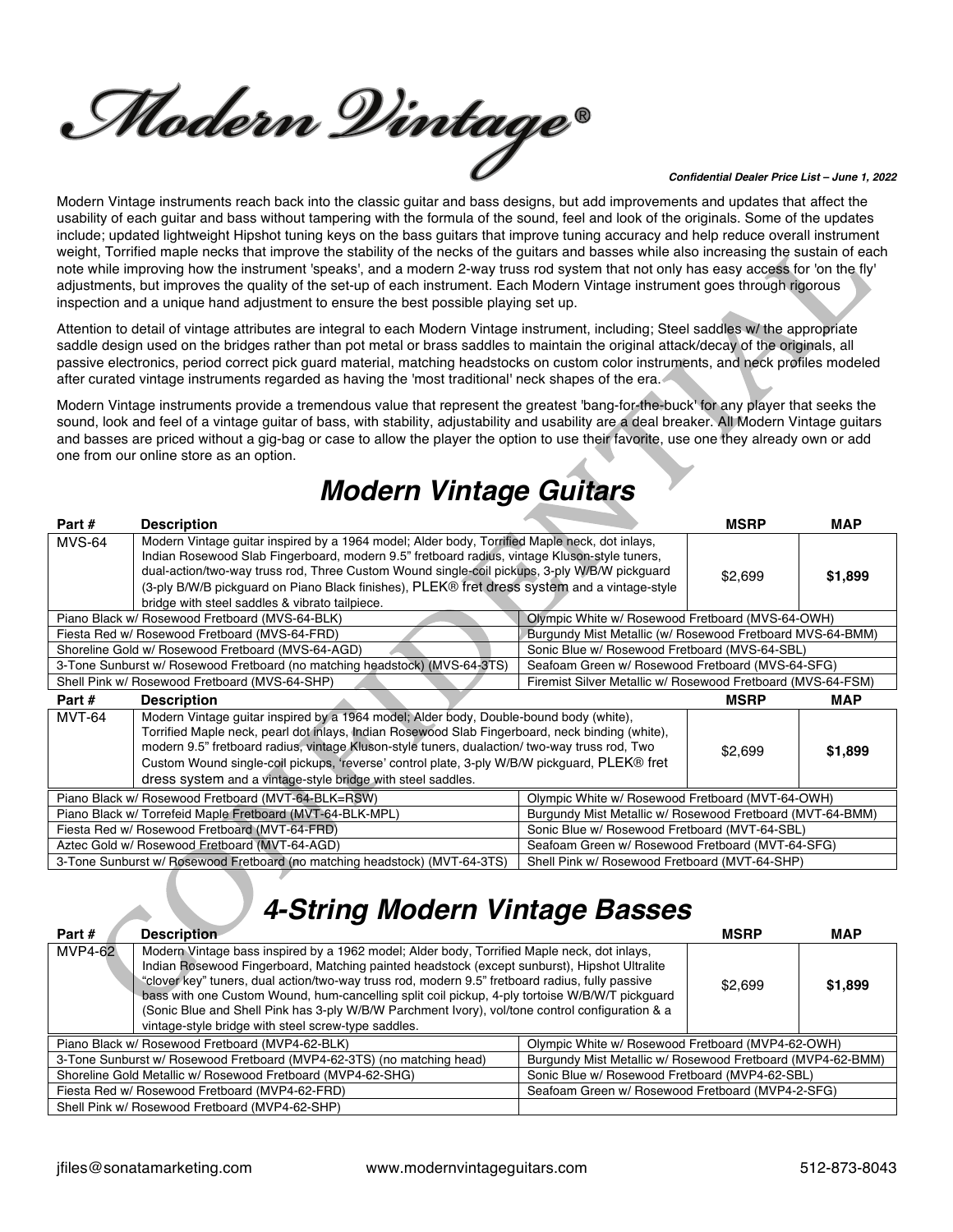# Modern Vintage®

***Confidential Dealer Price List – June 1, 2022***

Modern Vintage instruments reach back into the classic guitar and bass designs, but add improvements and updates that affect the usability of each guitar and bass without tampering with the formula of the sound, feel and look of the originals. Some of the updates include; updated lightweight Hipshot tuning keys on the bass guitars that improve tuning accuracy and help reduce overall instrument weight, Torrified maple necks that improve the stability of the necks of the guitars and basses while also increasing the sustain of each note while improving how the instrument 'speaks', and a modern 2-way truss rod system that not only has easy access for 'on the fly' adjustments, but improves the quality of the set-up of each instrument. Each Modern Vintage instrument goes through rigorous inspection and a unique hand adjustment to ensure the best possible playing set up.

Attention to detail of vintage attributes are integral to each Modern Vintage instrument, including; Steel saddles w/ the appropriate saddle design used on the bridges rather than pot metal or brass saddles to maintain the original attack/decay of the originals, all passive electronics, period correct pick guard material, matching headstocks on custom color instruments, and neck profiles modeled after curated vintage instruments regarded as having the 'most traditional' neck shapes of the era.

Modern Vintage instruments provide a tremendous value that represent the greatest 'bang-for-the-buck' for any player that seeks the sound, look and feel of a vintage guitar of bass, with stability, adjustability and usability are a deal breaker. All Modern Vintage guitars and basses are priced without a gig-bag or case to allow the player the option to use their favorite, use one they already own or add one from our online store as an option.

## *Modern Vintage Guitars*

| Part # | Description | MSRP | MAP |
|---|---|---|---|
| MVS-64 | Modern Vintage guitar inspired by a 1964 model; Alder body, Torrified Maple neck, dot inlays, Indian Rosewood Slab Fingerboard, modern 9.5" fretboard radius, vintage Kluson-style tuners, dual-action/two-way truss rod, Three Custom Wound single-coil pickups, 3-ply W/B/W pickguard (3-ply B/W/B pickguard on Piano Black finishes), PLEK® fret dress system and a vintage-style bridge with steel saddles & vibrato tailpiece. | $2,699 | **$1,899** |

| | |
|---|---|
| Piano Black w/ Rosewood Fretboard (MVS-64-BLK) | Olympic White w/ Rosewood Fretboard (MVS-64-OWH) |
| Fiesta Red w/ Rosewood Fretboard (MVS-64-FRD) | Burgundy Mist Metallic (w/ Rosewood Fretboard MVS-64-BMM) |
| Shoreline Gold w/ Rosewood Fretboard (MVS-64-AGD) | Sonic Blue w/ Rosewood Fretboard (MVS-64-SBL) |
| 3-Tone Sunburst w/ Rosewood Fretboard (no matching headstock) (MVS-64-3TS) | Seafoam Green w/ Rosewood Fretboard (MVS-64-SFG) |
| Shell Pink w/ Rosewood Fretboard (MVS-64-SHP) | Firemist Silver Metallic w/ Rosewood Fretboard (MVS-64-FSM) |

| Part # | Description | MSRP | MAP |
|---|---|---|---|
| MVT-64 | Modern Vintage guitar inspired by a 1964 model; Alder body, Double-bound body (white), Torrified Maple neck, pearl dot inlays, Indian Rosewood Slab Fingerboard, neck binding (white), modern 9.5" fretboard radius, vintage Kluson-style tuners, dualaction/ two-way truss rod, Two Custom Wound single-coil pickups, 'reverse' control plate, 3-ply W/B/W pickguard, PLEK® fret dress system and a vintage-style bridge with steel saddles. | $2,699 | **$1,899** |

| | |
|---|---|
| Piano Black w/ Rosewood Fretboard (MVT-64-BLK=RSW) | Olympic White w/ Rosewood Fretboard (MVT-64-OWH) |
| Piano Black w/ Torrefeid Maple Fretboard (MVT-64-BLK-MPL) | Burgundy Mist Metallic w/ Rosewood Fretboard (MVT-64-BMM) |
| Fiesta Red w/ Rosewood Fretboard (MVT-64-FRD) | Sonic Blue w/ Rosewood Fretboard (MVT-64-SBL) |
| Aztec Gold w/ Rosewood Fretboard (MVT-64-AGD) | Seafoam Green w/ Rosewood Fretboard (MVT-64-SFG) |
| 3-Tone Sunburst w/ Rosewood Fretboard (no matching headstock) (MVT-64-3TS) | Shell Pink w/ Rosewood Fretboard (MVT-64-SHP) |

## *4-String Modern Vintage Basses*

| Part # | Description | MSRP | MAP |
|---|---|---|---|
| MVP4-62 | Modern Vintage bass inspired by a 1962 model; Alder body, Torrified Maple neck, dot inlays, Indian Rosewood Fingerboard, Matching painted headstock (except sunburst), Hipshot Ultralite "clover key" tuners, dual action/two-way truss rod, modern 9.5" fretboard radius, fully passive bass with one Custom Wound, hum-cancelling split coil pickup, 4-ply tortoise W/B/W/T pickguard (Sonic Blue and Shell Pink has 3-ply W/B/W Parchment Ivory), vol/tone control configuration & a vintage-style bridge with steel screw-type saddles. | $2,699 | **$1,899** |

| | |
|---|---|
| Piano Black w/ Rosewood Fretboard (MVP4-62-BLK) | Olympic White w/ Rosewood Fretboard (MVP4-62-OWH) |
| 3-Tone Sunburst w/ Rosewood Fretboard (MVP4-62-3TS) (no matching head) | Burgundy Mist Metallic w/ Rosewood Fretboard (MVP4-62-BMM) |
| Shoreline Gold Metallic w/ Rosewood Fretboard (MVP4-62-SHG) | Sonic Blue w/ Rosewood Fretboard (MVP4-62-SBL) |
| Fiesta Red w/ Rosewood Fretboard (MVP4-62-FRD) | Seafoam Green w/ Rosewood Fretboard (MVP4-2-SFG) |
| Shell Pink w/ Rosewood Fretboard (MVP4-62-SHP) | |

jfiles@sonatamarketing.com www.modernvintageguitars.com 512-873-8043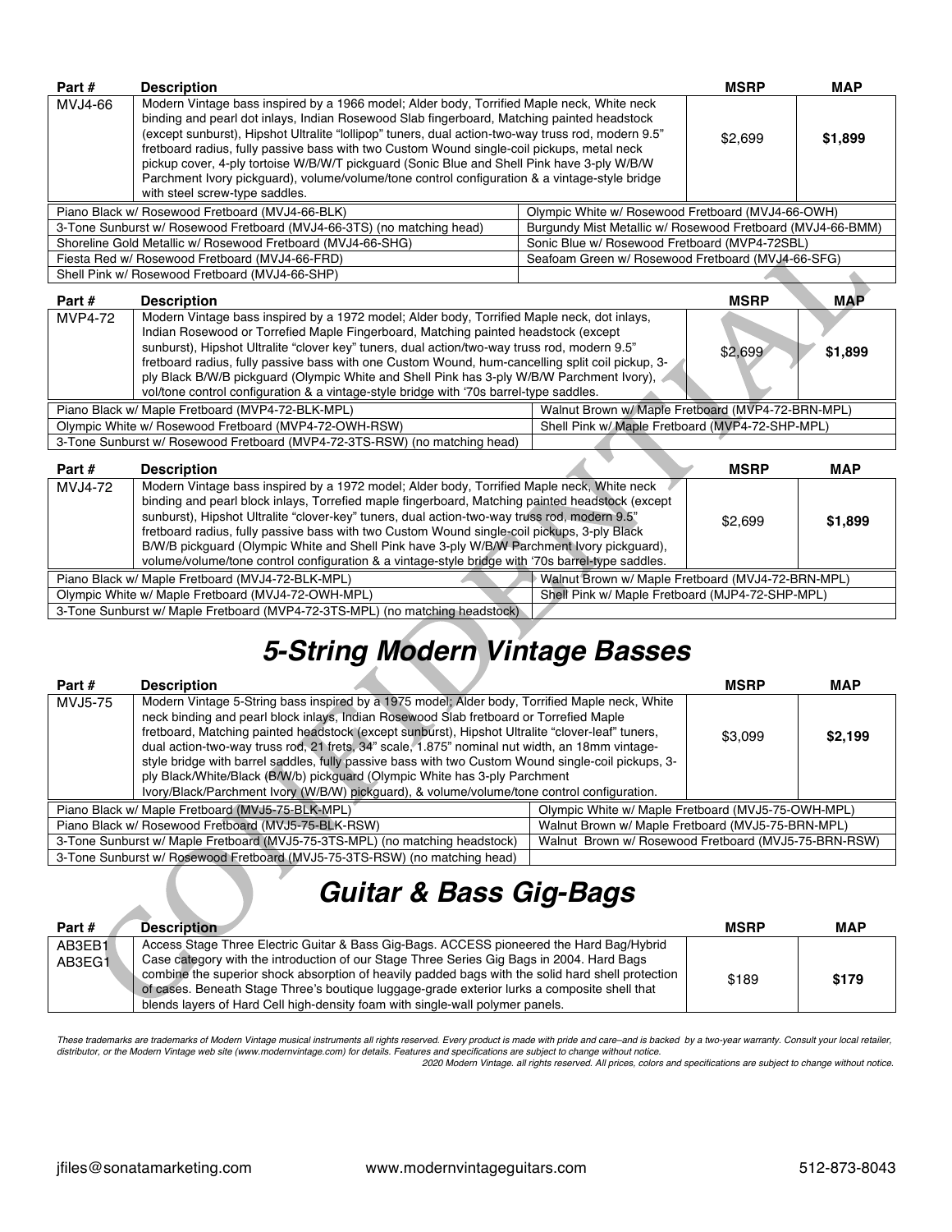| Part # | Description | MSRP | MAP |
|---|---|---|---|
| MVJ4-66 | Modern Vintage bass inspired by a 1966 model; Alder body, Torrified Maple neck, White neck binding and pearl dot inlays, Indian Rosewood Slab fingerboard, Matching painted headstock (except sunburst), Hipshot Ultralite "lollipop" tuners, dual action-two-way truss rod, modern 9.5" fretboard radius, fully passive bass with two Custom Wound single-coil pickups, metal neck pickup cover, 4-ply tortoise W/B/W/T pickguard (Sonic Blue and Shell Pink have 3-ply W/B/W Parchment Ivory pickguard), volume/volume/tone control configuration & a vintage-style bridge with steel screw-type saddles. | $2,699 | **$1,899** |

| | |
|---|---|
| Piano Black w/ Rosewood Fretboard (MVJ4-66-BLK) | Olympic White w/ Rosewood Fretboard (MVJ4-66-OWH) |
| 3-Tone Sunburst w/ Rosewood Fretboard (MVJ4-66-3TS) (no matching head) | Burgundy Mist Metallic w/ Rosewood Fretboard (MVJ4-66-BMM) |
| Shoreline Gold Metallic w/ Rosewood Fretboard (MVJ4-66-SHG) | Sonic Blue w/ Rosewood Fretboard (MVP4-72SBL) |
| Fiesta Red w/ Rosewood Fretboard (MVJ4-66-FRD) | Seafoam Green w/ Rosewood Fretboard (MVJ4-66-SFG) |
| Shell Pink w/ Rosewood Fretboard (MVJ4-66-SHP) | |

| Part # | Description | MSRP | MAP |
|---|---|---|---|
| MVP4-72 | Modern Vintage bass inspired by a 1972 model; Alder body, Torrified Maple neck, dot inlays, Indian Rosewood or Torrefied Maple Fingerboard, Matching painted headstock (except sunburst), Hipshot Ultralite "clover key" tuners, dual action/two-way truss rod, modern 9.5" fretboard radius, fully passive bass with one Custom Wound, hum-cancelling split coil pickup, 3-ply Black B/W/B pickguard (Olympic White and Shell Pink has 3-ply W/B/W Parchment Ivory), vol/tone control configuration & a vintage-style bridge with '70s barrel-type saddles. | $2,699 | **$1,899** |

| | |
|---|---|
| Piano Black w/ Maple Fretboard (MVP4-72-BLK-MPL) | Walnut Brown w/ Maple Fretboard (MVP4-72-BRN-MPL) |
| Olympic White w/ Rosewood Fretboard (MVP4-72-OWH-RSW) | Shell Pink w/ Maple Fretboard (MVP4-72-SHP-MPL) |
| 3-Tone Sunburst w/ Rosewood Fretboard (MVP4-72-3TS-RSW) (no matching head) | |

| Part # | Description | MSRP | MAP |
|---|---|---|---|
| MVJ4-72 | Modern Vintage bass inspired by a 1972 model; Alder body, Torrified Maple neck, White neck binding and pearl block inlays, Torrefied maple fingerboard, Matching painted headstock (except sunburst), Hipshot Ultralite "clover-key" tuners, dual action-two-way truss rod, modern 9.5" fretboard radius, fully passive bass with two Custom Wound single-coil pickups, 3-ply Black B/W/B pickguard (Olympic White and Shell Pink have 3-ply W/B/W Parchment Ivory pickguard), volume/volume/tone control configuration & a vintage-style bridge with '70s barrel-type saddles. | $2,699 | **$1,899** |

| | |
|---|---|
| Piano Black w/ Maple Fretboard (MVJ4-72-BLK-MPL) | Walnut Brown w/ Maple Fretboard (MVJ4-72-BRN-MPL) |
| Olympic White w/ Maple Fretboard (MVJ4-72-OWH-MPL) | Shell Pink w/ Maple Fretboard (MJP4-72-SHP-MPL) |
| 3-Tone Sunburst w/ Maple Fretboard (MVP4-72-3TS-MPL) (no matching headstock) | |

# *5-String Modern Vintage Basses*

| Part # | Description | MSRP | MAP |
|---|---|---|---|
| MVJ5-75 | Modern Vintage 5-String bass inspired by a 1975 model; Alder body, Torrified Maple neck, White neck binding and pearl block inlays, Indian Rosewood Slab fretboard or Torrefied Maple fretboard, Matching painted headstock (except sunburst), Hipshot Ultralite "clover-leaf" tuners, dual action-two-way truss rod, 21 frets, 34" scale, 1.875" nominal nut width, an 18mm vintage-style bridge with barrel saddles, fully passive bass with two Custom Wound single-coil pickups, 3-ply Black/White/Black (B/W/b) pickguard (Olympic White has 3-ply Parchment Ivory/Black/Parchment Ivory (W/B/W) pickguard), & volume/volume/tone control configuration. | $3,099 | **$2,199** |

| | |
|---|---|
| Piano Black w/ Maple Fretboard (MVJ5-75-BLK-MPL) | Olympic White w/ Maple Fretboard (MVJ5-75-OWH-MPL) |
| Piano Black w/ Rosewood Fretboard (MVJ5-75-BLK-RSW) | Walnut Brown w/ Maple Fretboard (MVJ5-75-BRN-MPL) |
| 3-Tone Sunburst w/ Maple Fretboard (MVJ5-75-3TS-MPL) (no matching headstock) | Walnut Brown w/ Rosewood Fretboard (MVJ5-75-BRN-RSW) |
| 3-Tone Sunburst w/ Rosewood Fretboard (MVJ5-75-3TS-RSW) (no matching head) | |

# *Guitar & Bass Gig-Bags*

| Part # | Description | MSRP | MAP |
|---|---|---|---|
| AB3EB1<br>AB3EG1 | Access Stage Three Electric Guitar & Bass Gig-Bags. ACCESS pioneered the Hard Bag/Hybrid Case category with the introduction of our Stage Three Series Gig Bags in 2004. Hard Bags combine the superior shock absorption of heavily padded bags with the solid hard shell protection of cases. Beneath Stage Three's boutique luggage-grade exterior lurks a composite shell that blends layers of Hard Cell high-density foam with single-wall polymer panels. | $189 | **$179** |

*These trademarks are trademarks of Modern Vintage musical instruments all rights reserved. Every product is made with pride and care–and is backed by a two-year warranty. Consult your local retailer, distributor, or the Modern Vintage web site (www.modernvintage.com) for details. Features and specifications are subject to change without notice.*

*2020 Modern Vintage. all rights reserved. All prices, colors and specifications are subject to change without notice.*

jfiles@sonatamarketing.com www.modernvintageguitars.com 512-873-8043